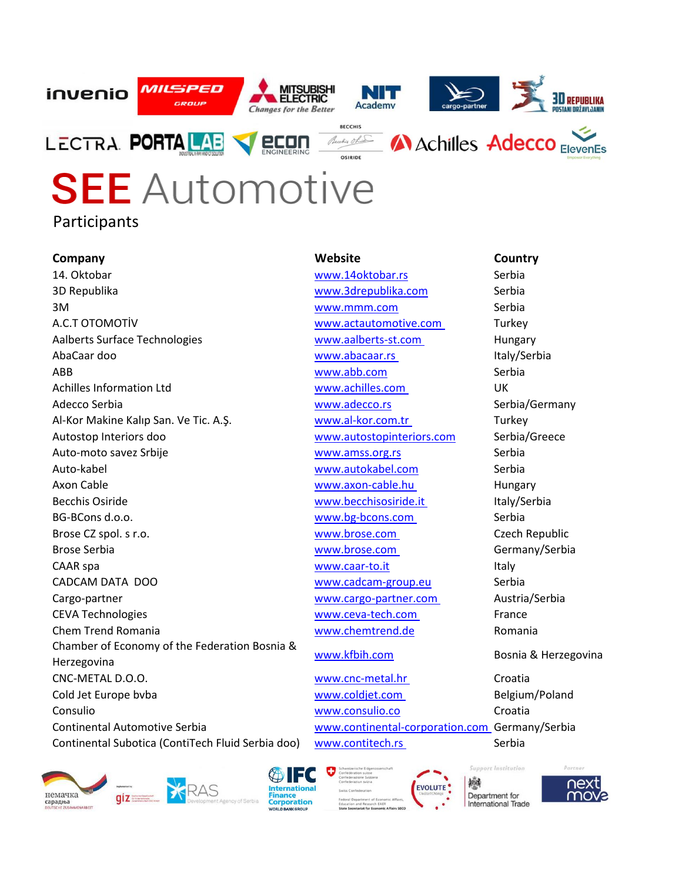# **SEE** Automotive

## Participants

| Company | Website | Country |
|---|---|---|
| 14. Oktobar | www.14oktobar.rs | Serbia |
| 3D Republika | www.3drepublika.com | Serbia |
| 3M | www.mmm.com | Serbia |
| A.C.T OTOMOTİV | www.actautomotive.com | Turkey |
| Aalberts Surface Technologies | www.aalberts-st.com | Hungary |
| AbaCaar doo | www.abacaar.rs | Italy/Serbia |
| ABB | www.abb.com | Serbia |
| Achilles Information Ltd | www.achilles.com | UK |
| Adecco Serbia | www.adecco.rs | Serbia/Germany |
| Al-Kor Makine Kalıp San. Ve Tic. A.Ş. | www.al-kor.com.tr | Turkey |
| Autostop Interiors doo | www.autostopinteriors.com | Serbia/Greece |
| Auto-moto savez Srbije | www.amss.org.rs | Serbia |
| Auto-kabel | www.autokabel.com | Serbia |
| Axon Cable | www.axon-cable.hu | Hungary |
| Becchis Osiride | www.becchisosiride.it | Italy/Serbia |
| BG-BCons d.o.o. | www.bg-bcons.com | Serbia |
| Brose CZ spol. s r.o. | www.brose.com | Czech Republic |
| Brose Serbia | www.brose.com | Germany/Serbia |
| CAAR spa | www.caar-to.it | Italy |
| CADCAM DATA DOO | www.cadcam-group.eu | Serbia |
| Cargo-partner | www.cargo-partner.com | Austria/Serbia |
| CEVA Technologies | www.ceva-tech.com | France |
| Chem Trend Romania | www.chemtrend.de | Romania |
| Chamber of Economy of the Federation Bosnia & Herzegovina | www.kfbih.com | Bosnia & Herzegovina |
| CNC-METAL D.O.O. | www.cnc-metal.hr | Croatia |
| Cold Jet Europe bvba | www.coldjet.com | Belgium/Poland |
| Consulio | www.consulio.co | Croatia |
| Continental Automotive Serbia | www.continental-corporation.com | Germany/Serbia |
| Continental Subotica (ContiTech Fluid Serbia doo) | www.contitech.rs | Serbia |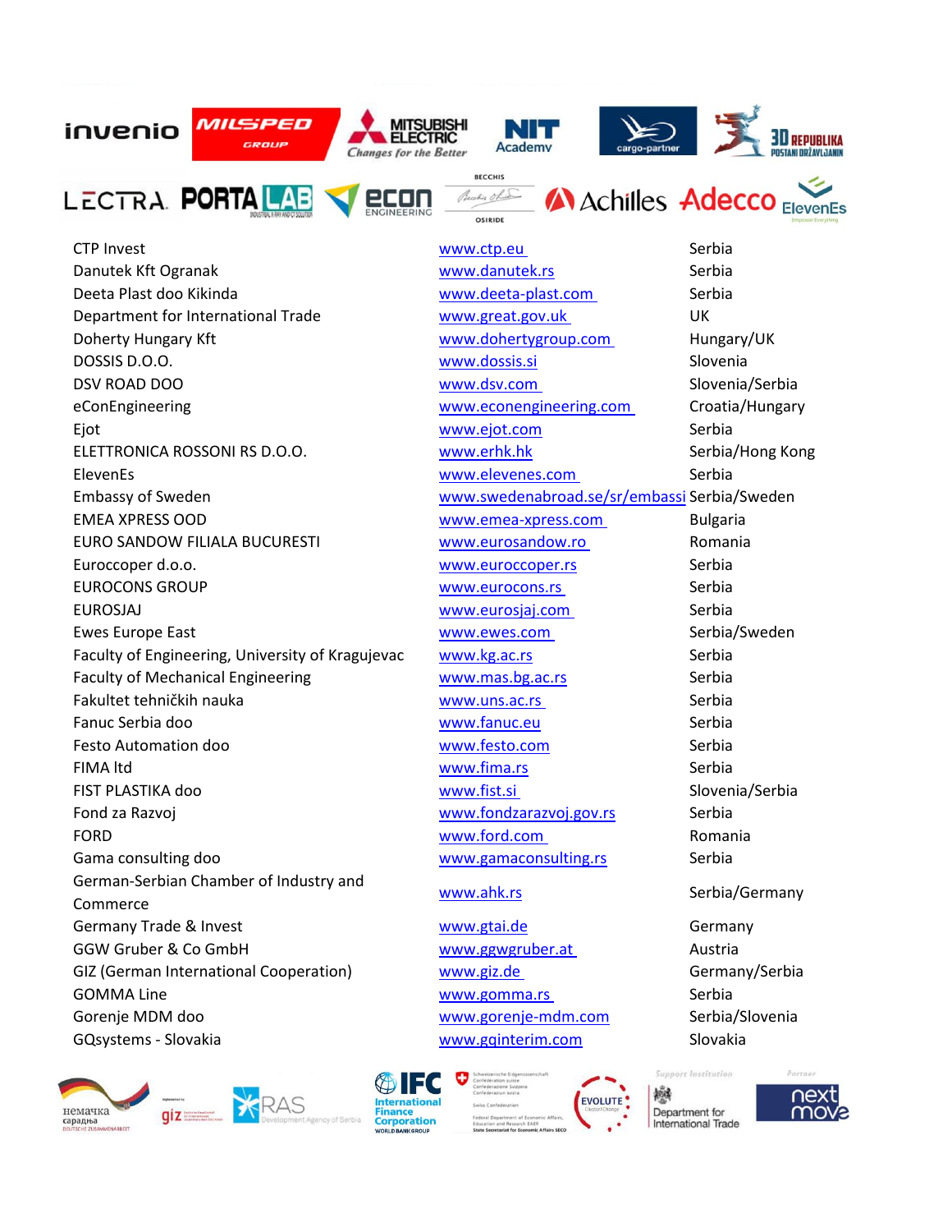| | | |
|---|---|---|
| CTP Invest | www.ctp.eu | Serbia |
| Danutek Kft Ogranak | www.danutek.rs | Serbia |
| Deeta Plast doo Kikinda | www.deeta-plast.com | Serbia |
| Department for International Trade | www.great.gov.uk | UK |
| Doherty Hungary Kft | www.dohertygroup.com | Hungary/UK |
| DOSSIS D.O.O. | www.dossis.si | Slovenia |
| DSV ROAD DOO | www.dsv.com | Slovenia/Serbia |
| eConEngineering | www.econengineering.com | Croatia/Hungary |
| Ejot | www.ejot.com | Serbia |
| ELETTRONICA ROSSONI RS D.O.O. | www.erhk.hk | Serbia/Hong Kong |
| ElevenEs | www.elevenes.com | Serbia |
| Embassy of Sweden | www.swedenabroad.se/sr/embassi | Serbia/Sweden |
| EMEA XPRESS OOD | www.emea-xpress.com | Bulgaria |
| EURO SANDOW FILIALA BUCURESTI | www.eurosandow.ro | Romania |
| Euroccoper d.o.o. | www.euroccoper.rs | Serbia |
| EUROCONS GROUP | www.eurocons.rs | Serbia |
| EUROSJAJ | www.eurosjaj.com | Serbia |
| Ewes Europe East | www.ewes.com | Serbia/Sweden |
| Faculty of Engineering, University of Kragujevac | www.kg.ac.rs | Serbia |
| Faculty of Mechanical Engineering | www.mas.bg.ac.rs | Serbia |
| Fakultet tehničkih nauka | www.uns.ac.rs | Serbia |
| Fanuc Serbia doo | www.fanuc.eu | Serbia |
| Festo Automation doo | www.festo.com | Serbia |
| FIMA ltd | www.fima.rs | Serbia |
| FIST PLASTIKA doo | www.fist.si | Slovenia/Serbia |
| Fond za Razvoj | www.fondzarazvoj.gov.rs | Serbia |
| FORD | www.ford.com | Romania |
| Gama consulting doo | www.gamaconsulting.rs | Serbia |
| German-Serbian Chamber of Industry and Commerce | www.ahk.rs | Serbia/Germany |
| Germany Trade & Invest | www.gtai.de | Germany |
| GGW Gruber & Co GmbH | www.ggwgruber.at | Austria |
| GIZ (German International Cooperation) | www.giz.de | Germany/Serbia |
| GOMMA Line | www.gomma.rs | Serbia |
| Gorenje MDM doo | www.gorenje-mdm.com | Serbia/Slovenia |
| GQsystems - Slovakia | www.gqinterim.com | Slovakia |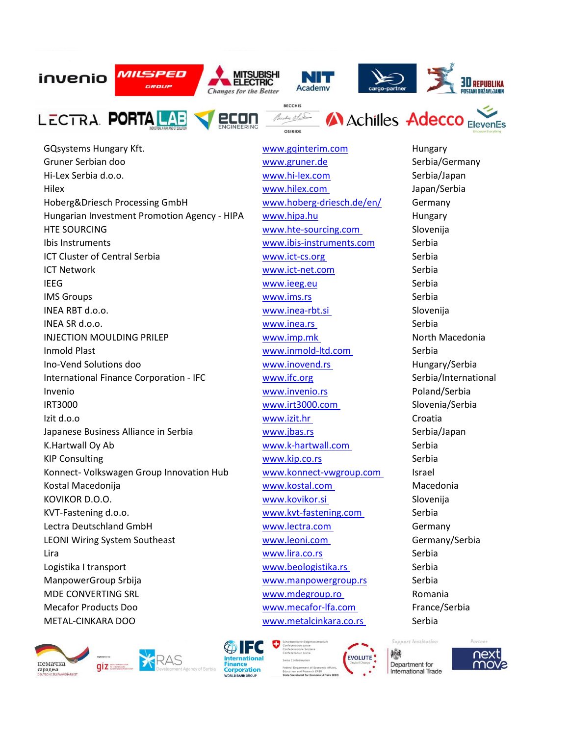| | | |
|---|---|---|
| GQsystems Hungary Kft. | www.gqinterim.com | Hungary |
| Gruner Serbian doo | www.gruner.de | Serbia/Germany |
| Hi-Lex Serbia d.o.o. | www.hi-lex.com | Serbia/Japan |
| Hilex | www.hilex.com | Japan/Serbia |
| Hoberg&Driesch Processing GmbH | www.hoberg-driesch.de/en/ | Germany |
| Hungarian Investment Promotion Agency - HIPA | www.hipa.hu | Hungary |
| HTE SOURCING | www.hte-sourcing.com | Slovenija |
| Ibis Instruments | www.ibis-instruments.com | Serbia |
| ICT Cluster of Central Serbia | www.ict-cs.org | Serbia |
| ICT Network | www.ict-net.com | Serbia |
| IEEG | www.ieeg.eu | Serbia |
| IMS Groups | www.ims.rs | Serbia |
| INEA RBT d.o.o. | www.inea-rbt.si | Slovenija |
| INEA SR d.o.o. | www.inea.rs | Serbia |
| INJECTION MOULDING PRILEP | www.imp.mk | North Macedonia |
| Inmold Plast | www.inmold-ltd.com | Serbia |
| Ino-Vend Solutions doo | www.inovend.rs | Hungary/Serbia |
| International Finance Corporation - IFC | www.ifc.org | Serbia/International |
| Invenio | www.invenio.rs | Poland/Serbia |
| IRT3000 | www.irt3000.com | Slovenia/Serbia |
| Izit d.o.o | www.izit.hr | Croatia |
| Japanese Business Alliance in Serbia | www.jbas.rs | Serbia/Japan |
| K.Hartwall Oy Ab | www.k-hartwall.com | Serbia |
| KIP Consulting | www.kip.co.rs | Serbia |
| Konnect- Volkswagen Group Innovation Hub | www.konnect-vwgroup.com | Israel |
| Kostal Macedonija | www.kostal.com | Macedonia |
| KOVIKOR D.O.O. | www.kovikor.si | Slovenija |
| KVT-Fastening d.o.o. | www.kvt-fastening.com | Serbia |
| Lectra Deutschland GmbH | www.lectra.com | Germany |
| LEONI Wiring System Southeast | www.leoni.com | Germany/Serbia |
| Lira | www.lira.co.rs | Serbia |
| Logistika I transport | www.beologistika.rs | Serbia |
| ManpowerGroup Srbija | www.manpowergroup.rs | Serbia |
| MDE CONVERTING SRL | www.mdegroup.ro | Romania |
| Mecafor Products Doo | www.mecafor-lfa.com | France/Serbia |
| METAL-CINKARA DOO | www.metalcinkara.co.rs | Serbia |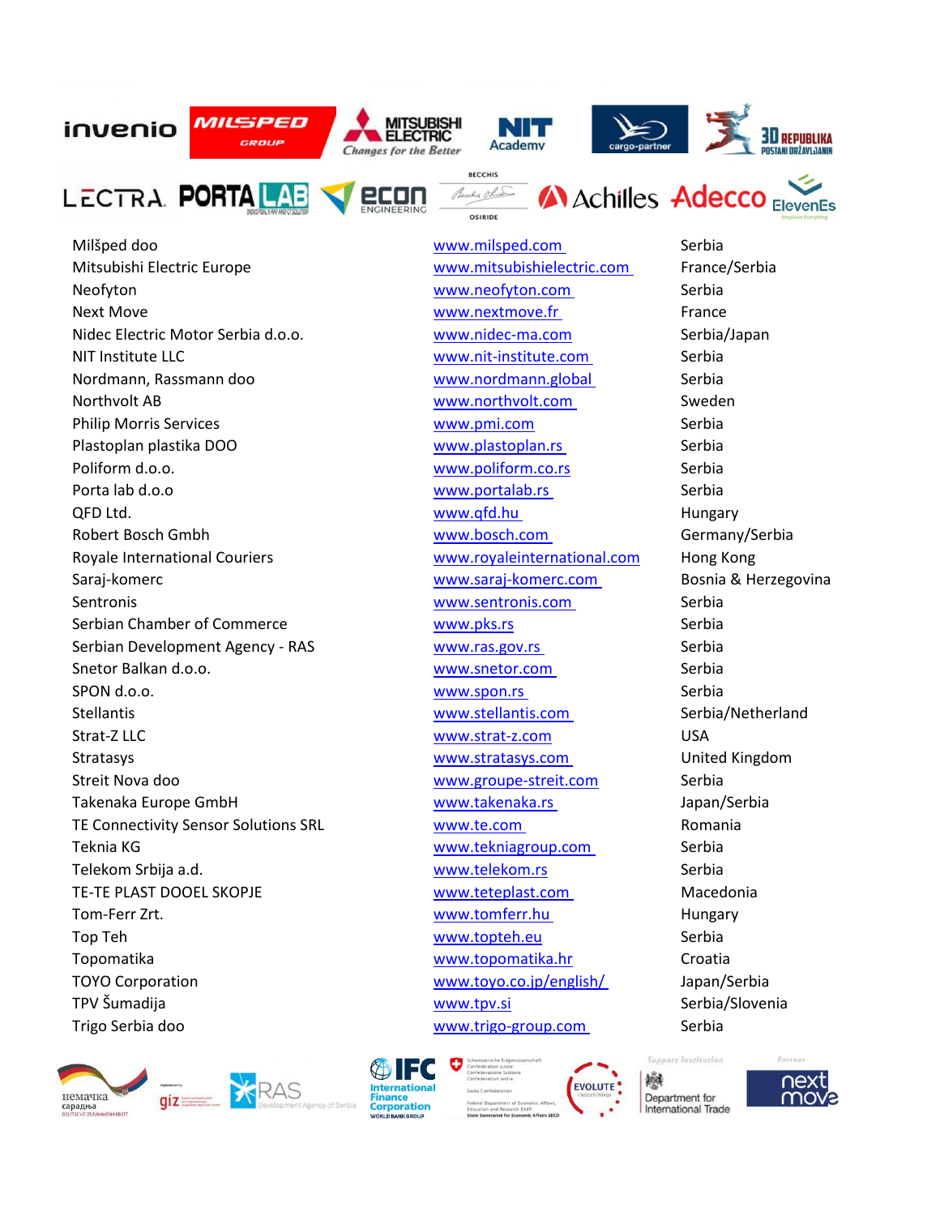| Company | Website | Country |
|---|---|---|
| Milšped doo | www.milsped.com | Serbia |
| Mitsubishi Electric Europe | www.mitsubishielectric.com | France/Serbia |
| Neofyton | www.neofyton.com | Serbia |
| Next Move | www.nextmove.fr | France |
| Nidec Electric Motor Serbia d.o.o. | www.nidec-ma.com | Serbia/Japan |
| NIT Institute LLC | www.nit-institute.com | Serbia |
| Nordmann, Rassmann doo | www.nordmann.global | Serbia |
| Northvolt AB | www.northvolt.com | Sweden |
| Philip Morris Services | www.pmi.com | Serbia |
| Plastoplan plastika DOO | www.plastoplan.rs | Serbia |
| Poliform d.o.o. | www.poliform.co.rs | Serbia |
| Porta lab d.o.o | www.portalab.rs | Serbia |
| QFD Ltd. | www.qfd.hu | Hungary |
| Robert Bosch Gmbh | www.bosch.com | Germany/Serbia |
| Royale International Couriers | www.royaleinternational.com | Hong Kong |
| Saraj-komerc | www.saraj-komerc.com | Bosnia & Herzegovina |
| Sentronis | www.sentronis.com | Serbia |
| Serbian Chamber of Commerce | www.pks.rs | Serbia |
| Serbian Development Agency - RAS | www.ras.gov.rs | Serbia |
| Snetor Balkan d.o.o. | www.snetor.com | Serbia |
| SPON d.o.o. | www.spon.rs | Serbia |
| Stellantis | www.stellantis.com | Serbia/Netherland |
| Strat-Z LLC | www.strat-z.com | USA |
| Stratasys | www.stratasys.com | United Kingdom |
| Streit Nova doo | www.groupe-streit.com | Serbia |
| Takenaka Europe GmbH | www.takenaka.rs | Japan/Serbia |
| TE Connectivity Sensor Solutions SRL | www.te.com | Romania |
| Teknia KG | www.tekniagroup.com | Serbia |
| Telekom Srbija a.d. | www.telekom.rs | Serbia |
| TE-TE PLAST DOOEL SKOPJE | www.teteplast.com | Macedonia |
| Tom-Ferr Zrt. | www.tomferr.hu | Hungary |
| Top Teh | www.topteh.eu | Serbia |
| Topomatika | www.topomatika.hr | Croatia |
| TOYO Corporation | www.toyo.co.jp/english/ | Japan/Serbia |
| TPV Šumadija | www.tpv.si | Serbia/Slovenia |
| Trigo Serbia doo | www.trigo-group.com | Serbia |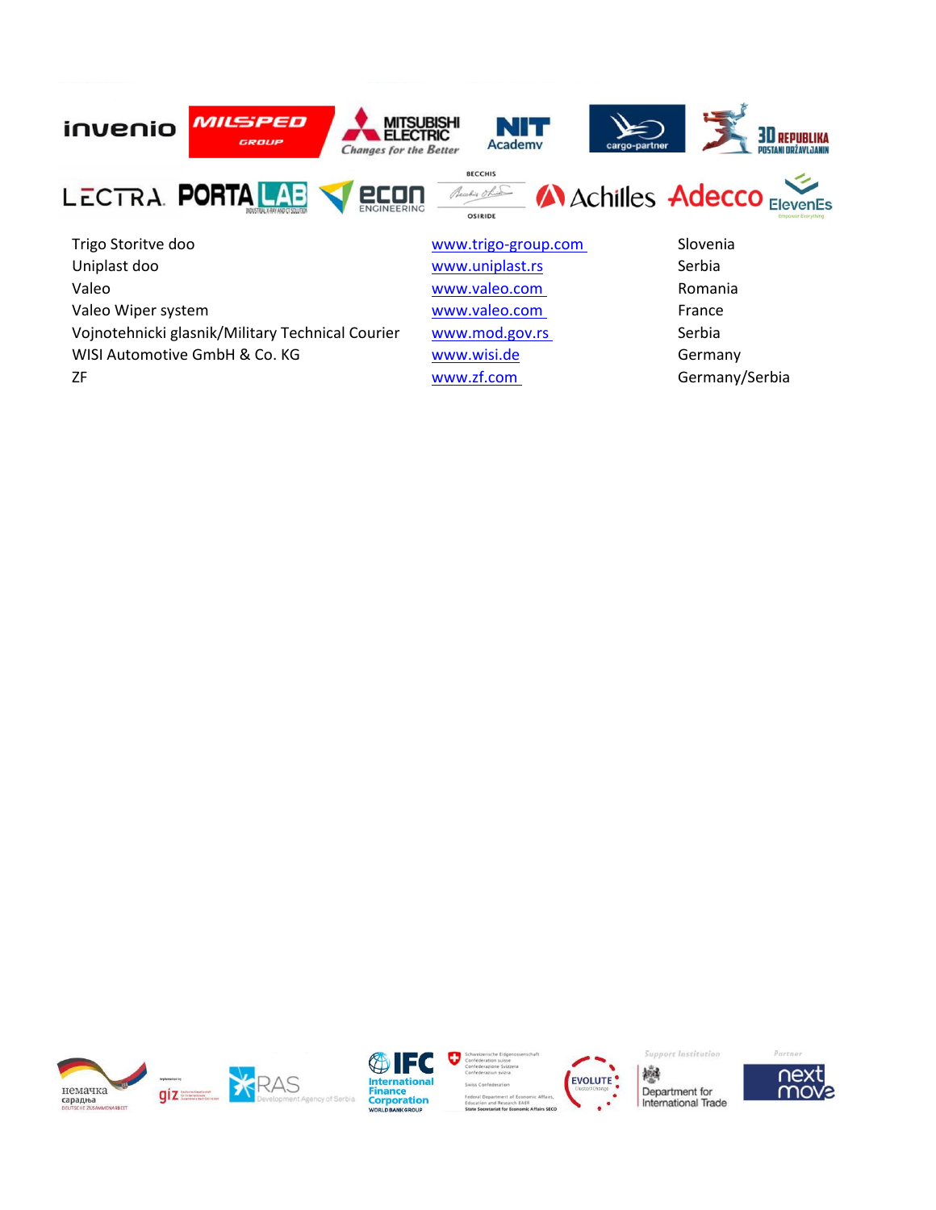| | | |
|---|---|---|
| Trigo Storitve doo | www.trigo-group.com | Slovenia |
| Uniplast doo | www.uniplast.rs | Serbia |
| Valeo | www.valeo.com | Romania |
| Valeo Wiper system | www.valeo.com | France |
| Vojnotehnicki glasnik/Military Technical Courier | www.mod.gov.rs | Serbia |
| WISI Automotive GmbH & Co. KG | www.wisi.de | Germany |
| ZF | www.zf.com | Germany/Serbia |